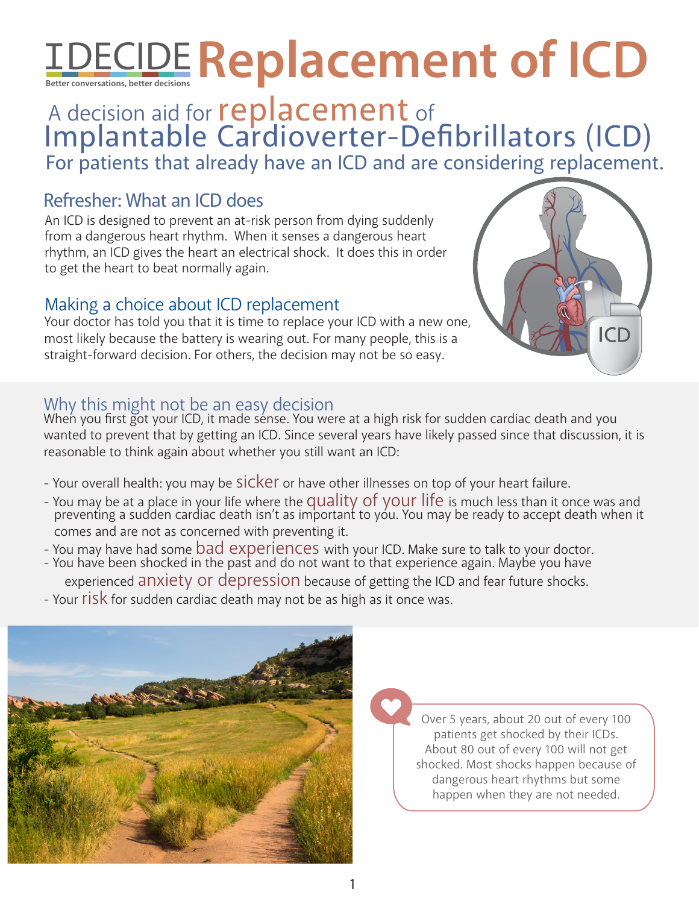# IDECIDE Replacement of ICD

Better conversations, better decisions

## A decision aid for replacement of Implantable Cardioverter-Defibrillators (ICD)

For patients that already have an ICD and are considering replacement.

### Refresher: What an ICD does

An ICD is designed to prevent an at-risk person from dying suddenly from a dangerous heart rhythm. When it senses a dangerous heart rhythm, an ICD gives the heart an electrical shock. It does this in order to get the heart to beat normally again.

### Making a choice about ICD replacement

Your doctor has told you that it is time to replace your ICD with a new one, most likely because the battery is wearing out. For many people, this is a straight-forward decision. For others, the decision may not be so easy.

### Why this might not be an easy decision

When you first got your ICD, it made sense. You were at a high risk for sudden cardiac death and you wanted to prevent that by getting an ICD. Since several years have likely passed since that discussion, it is reasonable to think again about whether you still want an ICD:

- Your overall health: you may be sicker or have other illnesses on top of your heart failure.
- You may be at a place in your life where the quality of your life is much less than it once was and preventing a sudden cardiac death isn't as important to you. You may be ready to accept death when it comes and are not as concerned with preventing it.
- You may have had some bad experiences with your ICD. Make sure to talk to your doctor.
- You have been shocked in the past and do not want to that experience again. Maybe you have experienced anxiety or depression because of getting the ICD and fear future shocks.
- Your risk for sudden cardiac death may not be as high as it once was.

Over 5 years, about 20 out of every 100 patients get shocked by their ICDs. About 80 out of every 100 will not get shocked. Most shocks happen because of dangerous heart rhythms but some happen when they are not needed.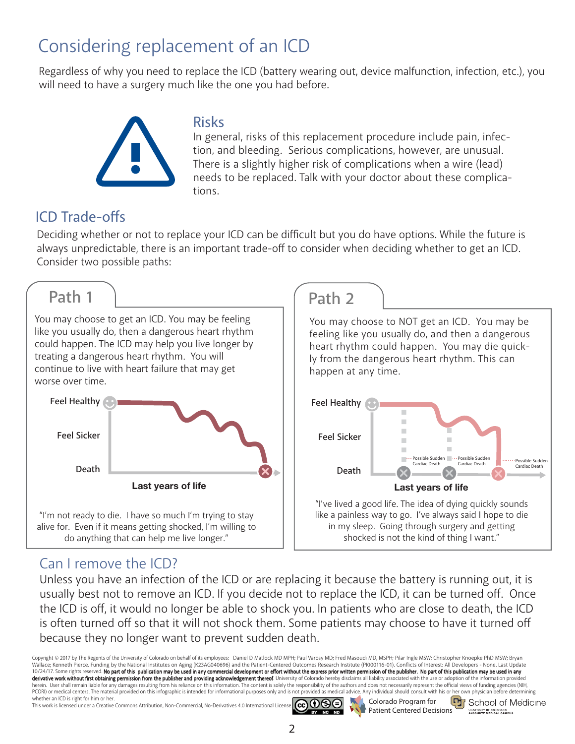# Considering replacement of an ICD

Regardless of why you need to replace the ICD (battery wearing out, device malfunction, infection, etc.), you will need to have a surgery much like the one you had before.

## Risks

In general, risks of this replacement procedure include pain, infection, and bleeding. Serious complications, however, are unusual. There is a slightly higher risk of complications when a wire (lead) needs to be replaced. Talk with your doctor about these complications.

## ICD Trade-offs

Deciding whether or not to replace your ICD can be difficult but you do have options. While the future is always unpredictable, there is an important trade-off to consider when deciding whether to get an ICD. Consider two possible paths:

### Path 1

You may choose to get an ICD. You may be feeling like you usually do, then a dangerous heart rhythm could happen. The ICD may help you live longer by treating a dangerous heart rhythm. You will continue to live with heart failure that may get worse over time.

Feel Healthy

Feel Sicker

Death

Last years of life

"I'm not ready to die. I have so much I'm trying to stay alive for. Even if it means getting shocked, I'm willing to do anything that can help me live longer."

### Path 2

You may choose to NOT get an ICD. You may be feeling like you usually do, and then a dangerous heart rhythm could happen. You may die quickly from the dangerous heart rhythm. This can happen at any time.

Feel Healthy

Feel Sicker

Death

Possible Sudden Cardiac Death

Possible Sudden Cardiac Death

Possible Sudden Cardiac Death

Last years of life

"I've lived a good life. The idea of dying quickly sounds like a painless way to go. I've always said I hope to die in my sleep. Going through surgery and getting shocked is not the kind of thing I want."

## Can I remove the ICD?

Unless you have an infection of the ICD or are replacing it because the battery is running out, it is usually best not to remove an ICD. If you decide not to replace the ICD, it can be turned off. Once the ICD is off, it would no longer be able to shock you. In patients who are close to death, the ICD is often turned off so that it will not shock them. Some patients may choose to have it turned off because they no longer want to prevent sudden death.

Copyright © 2017 by The Regents of the University of Colorado on behalf of its employees: Daniel D Matlock MD MPH; Paul Varosy MD; Fred Masoudi MD, MSPH; Pilar Ingle MSW; Christopher Knoepke PhD MSW; Bryan Wallace; Kenneth Pierce. Funding by the National Institutes on Aging (K23AG040696) and the Patient-Centered Outcomes Research Institute (PI000116-01). Conflicts of Interest: All Developers - None. Last Update 10/24/17. Some rights reserved. **No part of this publication may be used in any commercial development or effort without the express prior written permission of the publisher. No part of this publication may be used in any derivative work without first obtaining permission from the publisher and providing acknowledgement thereof.** University of Colorado hereby disclaims all liability associated with the use or adoption of the information provided herein. User shall remain liable for any damages resulting from his reliance on this information. The content is solely the responsibility of the authors and does not necessarily represent the official views of funding agencies (NIH, PCORI) or medical centers. The material provided on this infographic is intended for informational purposes only and is not provided as medical advice. Any individual should consult with his or her own physician before determining whether an ICD is right for him or her.

This work is licensed under a Creative Commons Attribution, Non-Commercial, No-Derivatives 4.0 International License.

Colorado Program for Patient Centered Decisions

School of Medicine, University of Colorado Anschutz Medical Campus